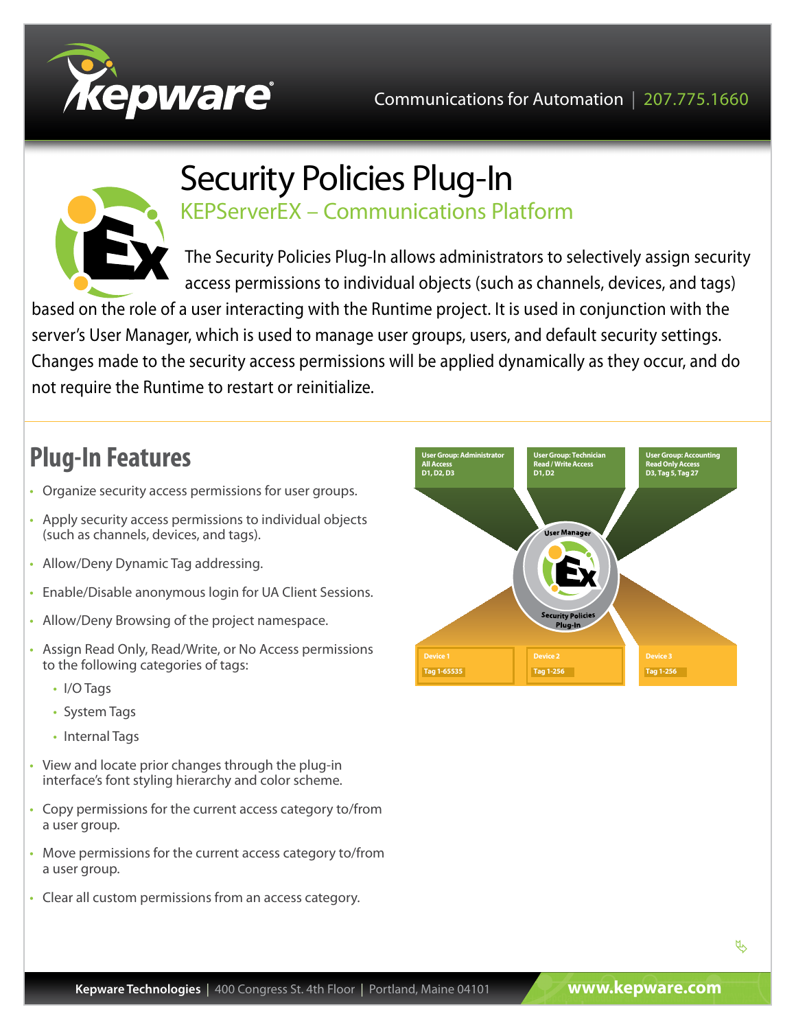# Security Policies Plug-In

## KEPServerEX – Communications Platform

The Security Policies Plug-In allows administrators to selectively assign security access permissions to individual objects (such as channels, devices, and tags) based on the role of a user interacting with the Runtime project. It is used in conjunction with the server's User Manager, which is used to manage user groups, users, and default security settings. Changes made to the security access permissions will be applied dynamically as they occur, and do not require the Runtime to restart or reinitialize.

## Plug-In Features

- Organize security access permissions for user groups.
- Apply security access permissions to individual objects (such as channels, devices, and tags).
- Allow/Deny Dynamic Tag addressing.
- Enable/Disable anonymous login for UA Client Sessions.
- Allow/Deny Browsing of the project namespace.
- Assign Read Only, Read/Write, or No Access permissions to the following categories of tags:
  - I/O Tags
  - System Tags
  - Internal Tags
- View and locate prior changes through the plug-in interface's font styling hierarchy and color scheme.
- Copy permissions for the current access category to/from a user group.
- Move permissions for the current access category to/from a user group.
- Clear all custom permissions from an access category.

User Group: Administrator
All Access
D1, D2, D3

User Group: Technician
Read / Write Access
D1, D2

User Group: Accounting
Read Only Access
D3, Tag 5, Tag 27

User Manager

Security Policies Plug-In

Device 1
Tag 1-65535

Device 2
Tag 1-256

Device 3
Tag 1-256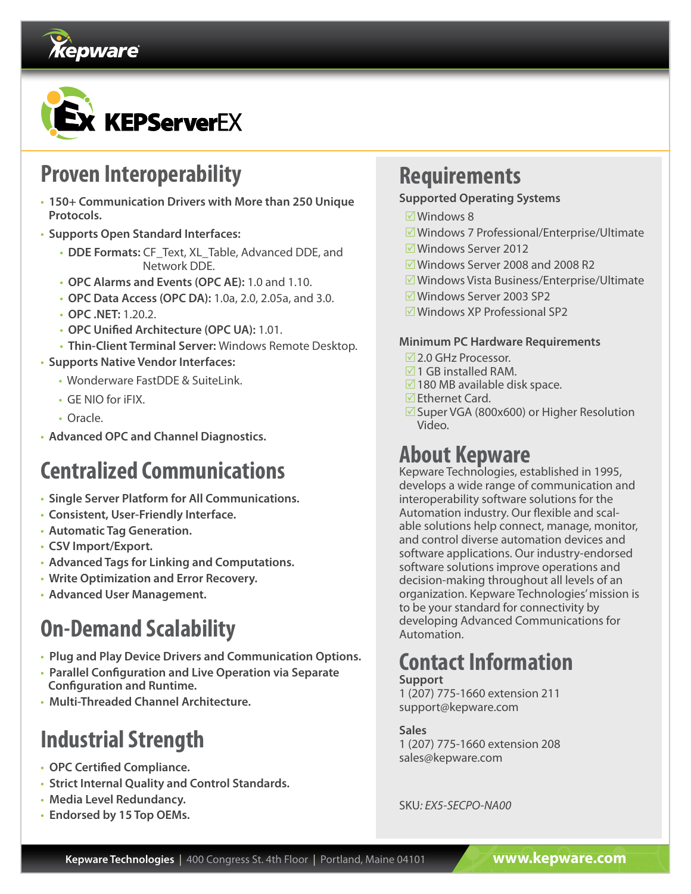# KEPServerEX

## Proven Interoperability

- **150+ Communication Drivers with More than 250 Unique Protocols.**
- **Supports Open Standard Interfaces:**
  - **DDE Formats:** CF_Text, XL_Table, Advanced DDE, and Network DDE.
  - **OPC Alarms and Events (OPC AE):** 1.0 and 1.10.
  - **OPC Data Access (OPC DA):** 1.0a, 2.0, 2.05a, and 3.0.
  - **OPC .NET:** 1.20.2.
  - **OPC Unified Architecture (OPC UA):** 1.01.
  - **Thin-Client Terminal Server:** Windows Remote Desktop.
- **Supports Native Vendor Interfaces:**
  - Wonderware FastDDE & SuiteLink.
  - GE NIO for iFIX.
  - Oracle.
- **Advanced OPC and Channel Diagnostics.**

## Centralized Communications

- **Single Server Platform for All Communications.**
- **Consistent, User-Friendly Interface.**
- **Automatic Tag Generation.**
- **CSV Import/Export.**
- **Advanced Tags for Linking and Computations.**
- **Write Optimization and Error Recovery.**
- **Advanced User Management.**

## On-Demand Scalability

- **Plug and Play Device Drivers and Communication Options.**
- **Parallel Configuration and Live Operation via Separate Configuration and Runtime.**
- **Multi-Threaded Channel Architecture.**

## Industrial Strength

- **OPC Certified Compliance.**
- **Strict Internal Quality and Control Standards.**
- **Media Level Redundancy.**
- **Endorsed by 15 Top OEMs.**

## Requirements

### Supported Operating Systems

- Windows 8
- Windows 7 Professional/Enterprise/Ultimate
- Windows Server 2012
- Windows Server 2008 and 2008 R2
- Windows Vista Business/Enterprise/Ultimate
- Windows Server 2003 SP2
- Windows XP Professional SP2

### Minimum PC Hardware Requirements

- 2.0 GHz Processor.
- 1 GB installed RAM.
- 180 MB available disk space.
- Ethernet Card.
- Super VGA (800x600) or Higher Resolution Video.

## About Kepware

Kepware Technologies, established in 1995, develops a wide range of communication and interoperability software solutions for the Automation industry. Our flexible and scalable solutions help connect, manage, monitor, and control diverse automation devices and software applications. Our industry-endorsed software solutions improve operations and decision-making throughout all levels of an organization. Kepware Technologies' mission is to be your standard for connectivity by developing Advanced Communications for Automation.

## Contact Information

**Support**
1 (207) 775-1660 extension 211
support@kepware.com

**Sales**
1 (207) 775-1660 extension 208
sales@kepware.com

SKU: *EX5-SECPO-NA00*

**Kepware Technologies** | 400 Congress St. 4th Floor | Portland, Maine 04101 **www.kepware.com**